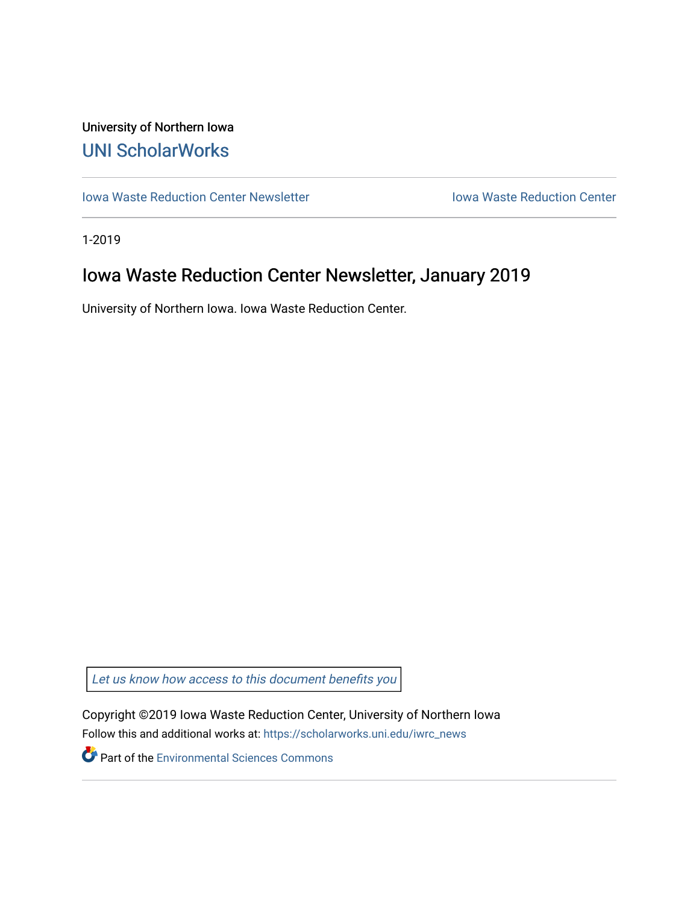University of Northern Iowa

UNI ScholarWorks

---

Iowa Waste Reduction Center Newsletter

Iowa Waste Reduction Center

---

1-2019

# Iowa Waste Reduction Center Newsletter, January 2019

University of Northern Iowa. Iowa Waste Reduction Center.

*Let us know how access to this document benefits you*

Copyright ©2019 Iowa Waste Reduction Center, University of Northern Iowa

Follow this and additional works at: https://scholarworks.uni.edu/iwrc_news

Part of the Environmental Sciences Commons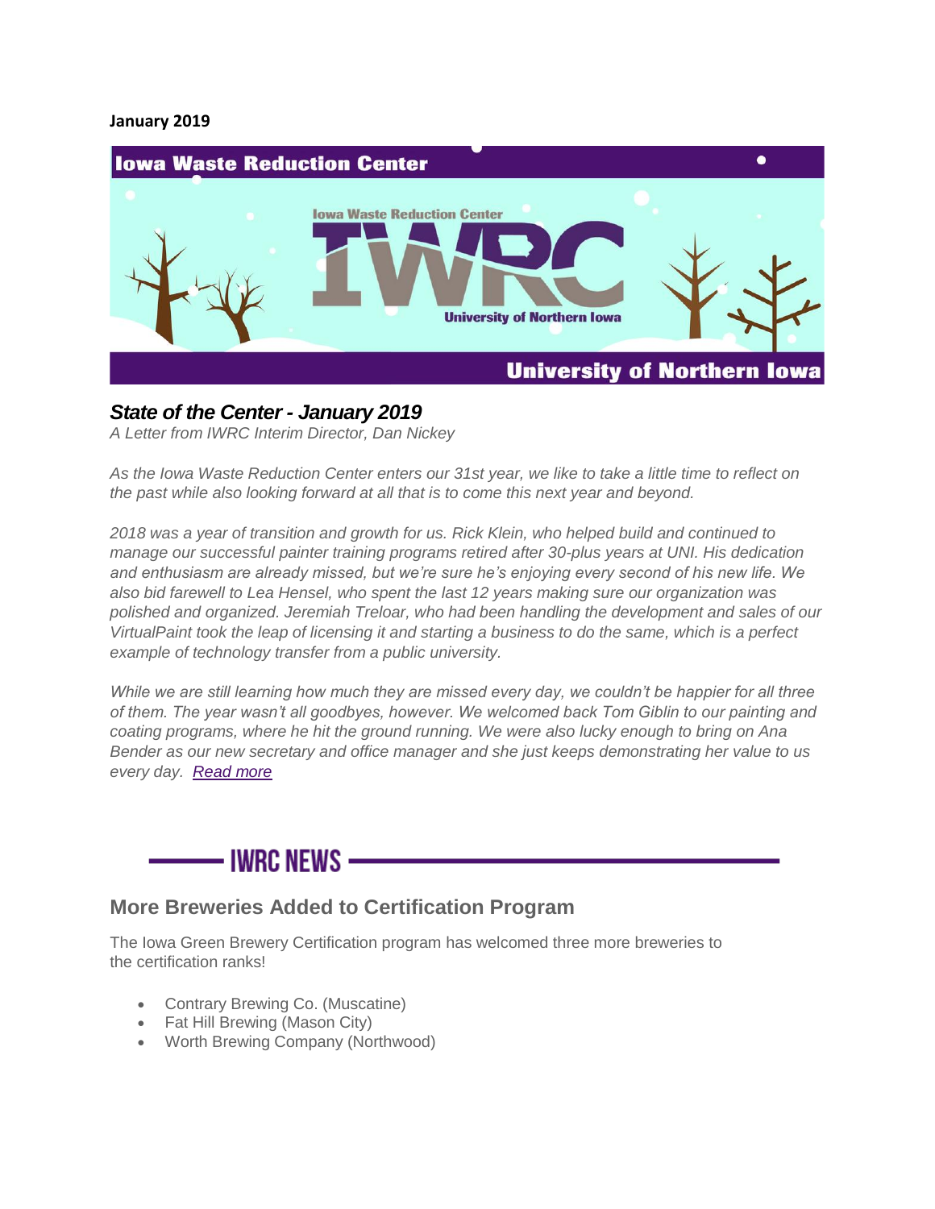**January 2019**

## *State of the Center - January 2019*

*A Letter from IWRC Interim Director, Dan Nickey*

*As the Iowa Waste Reduction Center enters our 31st year, we like to take a little time to reflect on the past while also looking forward at all that is to come this next year and beyond.*

*2018 was a year of transition and growth for us. Rick Klein, who helped build and continued to manage our successful painter training programs retired after 30-plus years at UNI. His dedication and enthusiasm are already missed, but we're sure he's enjoying every second of his new life. We also bid farewell to Lea Hensel, who spent the last 12 years making sure our organization was polished and organized. Jeremiah Treloar, who had been handling the development and sales of our VirtualPaint took the leap of licensing it and starting a business to do the same, which is a perfect example of technology transfer from a public university.*

*While we are still learning how much they are missed every day, we couldn't be happier for all three of them. The year wasn't all goodbyes, however. We welcomed back Tom Giblin to our painting and coating programs, where he hit the ground running. We were also lucky enough to bring on Ana Bender as our new secretary and office manager and she just keeps demonstrating her value to us every day.* *Read more*

## IWRC NEWS

### More Breweries Added to Certification Program

The Iowa Green Brewery Certification program has welcomed three more breweries to the certification ranks!

- Contrary Brewing Co. (Muscatine)
- Fat Hill Brewing (Mason City)
- Worth Brewing Company (Northwood)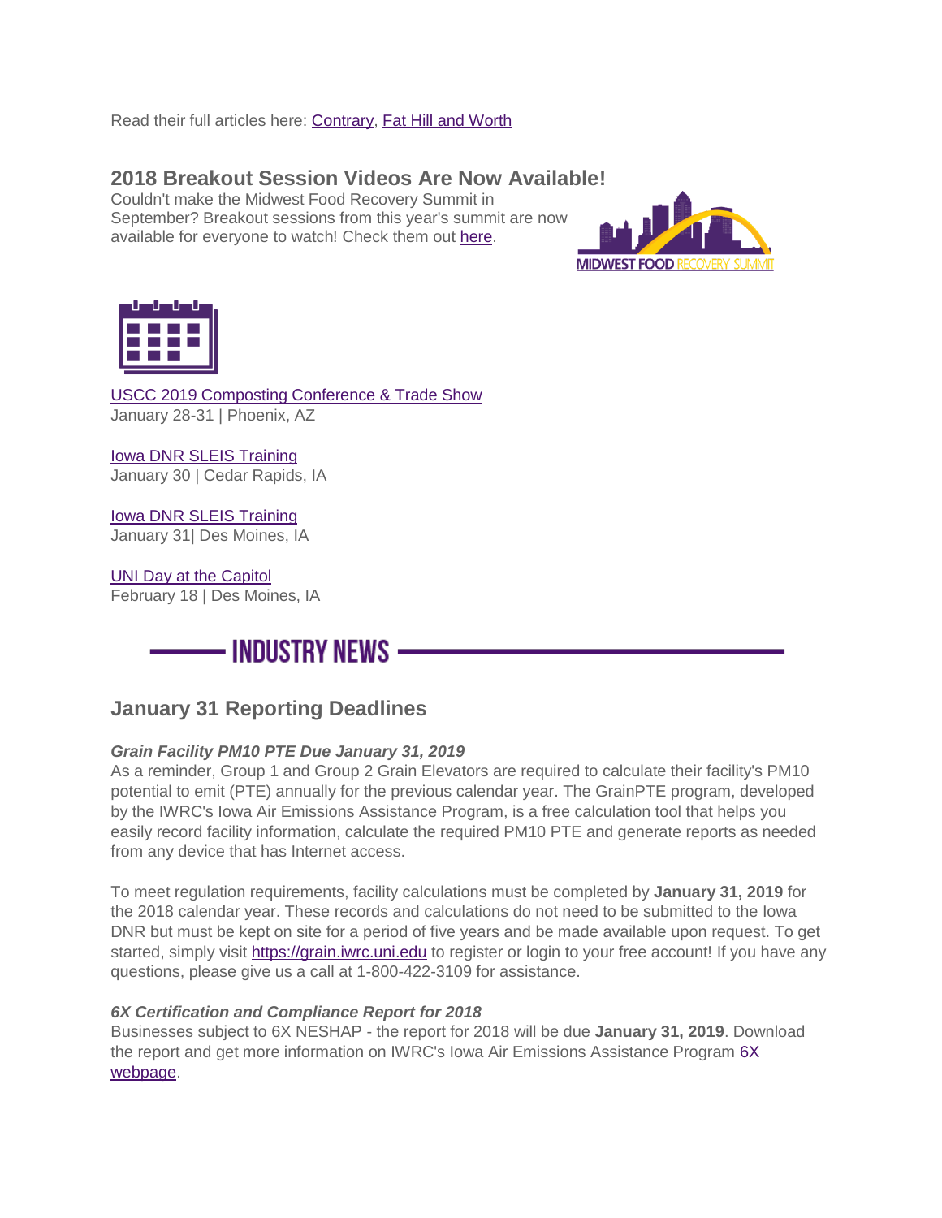Read their full articles here: Contrary, Fat Hill and Worth

## 2018 Breakout Session Videos Are Now Available!

Couldn't make the Midwest Food Recovery Summit in September? Breakout sessions from this year's summit are now available for everyone to watch! Check them out here.

USCC 2019 Composting Conference & Trade Show
January 28-31 | Phoenix, AZ

Iowa DNR SLEIS Training
January 30 | Cedar Rapids, IA

Iowa DNR SLEIS Training
January 31| Des Moines, IA

UNI Day at the Capitol
February 18 | Des Moines, IA

# INDUSTRY NEWS

## January 31 Reporting Deadlines

***Grain Facility PM10 PTE Due January 31, 2019***

As a reminder, Group 1 and Group 2 Grain Elevators are required to calculate their facility's PM10 potential to emit (PTE) annually for the previous calendar year. The GrainPTE program, developed by the IWRC's Iowa Air Emissions Assistance Program, is a free calculation tool that helps you easily record facility information, calculate the required PM10 PTE and generate reports as needed from any device that has Internet access.

To meet regulation requirements, facility calculations must be completed by **January 31, 2019** for the 2018 calendar year. These records and calculations do not need to be submitted to the Iowa DNR but must be kept on site for a period of five years and be made available upon request. To get started, simply visit https://grain.iwrc.uni.edu to register or login to your free account! If you have any questions, please give us a call at 1-800-422-3109 for assistance.

***6X Certification and Compliance Report for 2018***

Businesses subject to 6X NESHAP - the report for 2018 will be due **January 31, 2019**. Download the report and get more information on IWRC's Iowa Air Emissions Assistance Program 6X webpage.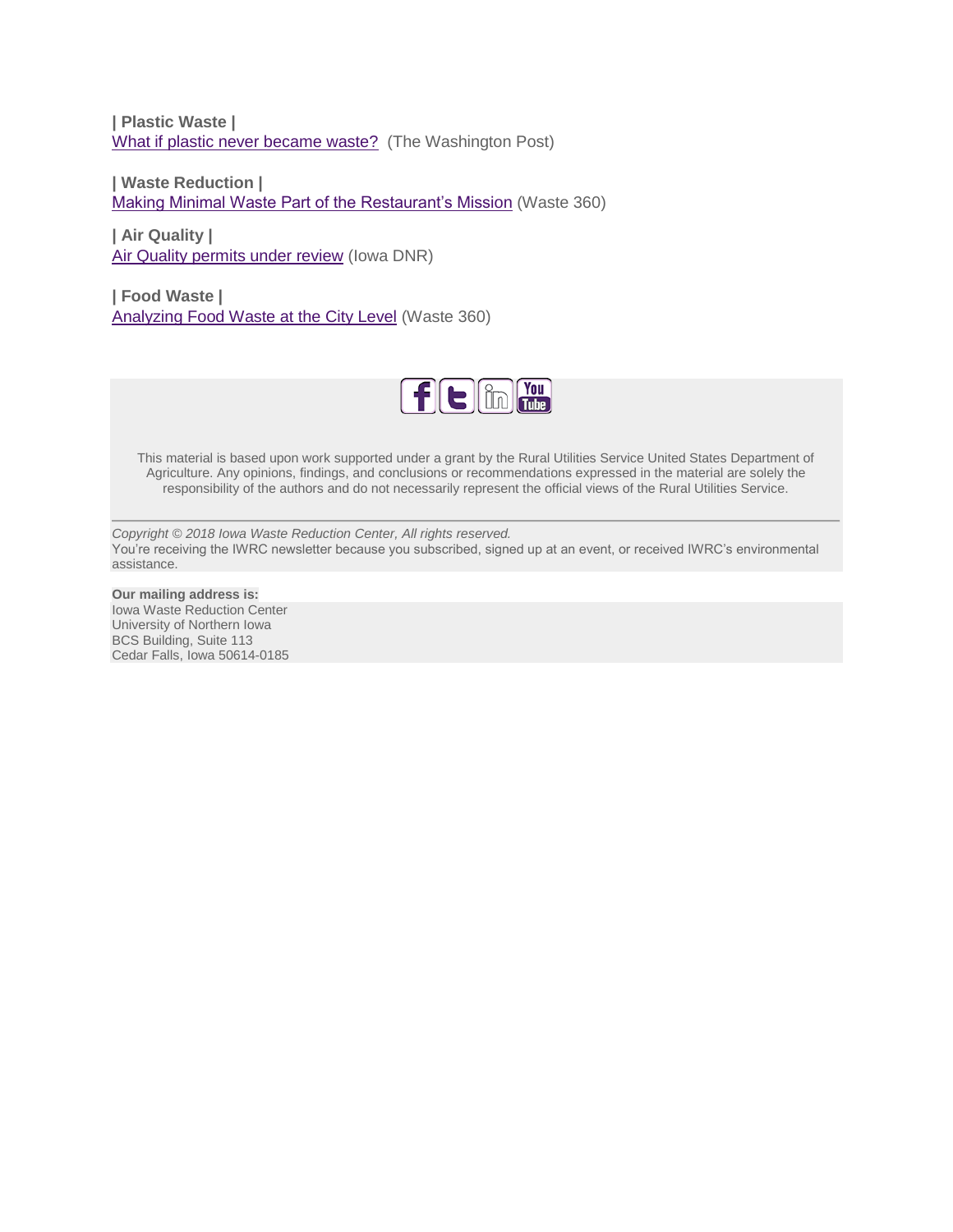**| Plastic Waste |**
What if plastic never became waste? (The Washington Post)

**| Waste Reduction |**
Making Minimal Waste Part of the Restaurant's Mission (Waste 360)

**| Air Quality |**
Air Quality permits under review (Iowa DNR)

**| Food Waste |**
Analyzing Food Waste at the City Level (Waste 360)

This material is based upon work supported under a grant by the Rural Utilities Service United States Department of Agriculture. Any opinions, findings, and conclusions or recommendations expressed in the material are solely the responsibility of the authors and do not necessarily represent the official views of the Rural Utilities Service.

---

*Copyright © 2018 Iowa Waste Reduction Center, All rights reserved.*
You're receiving the IWRC newsletter because you subscribed, signed up at an event, or received IWRC's environmental assistance.

**Our mailing address is:**
Iowa Waste Reduction Center
University of Northern Iowa
BCS Building, Suite 113
Cedar Falls, Iowa 50614-0185